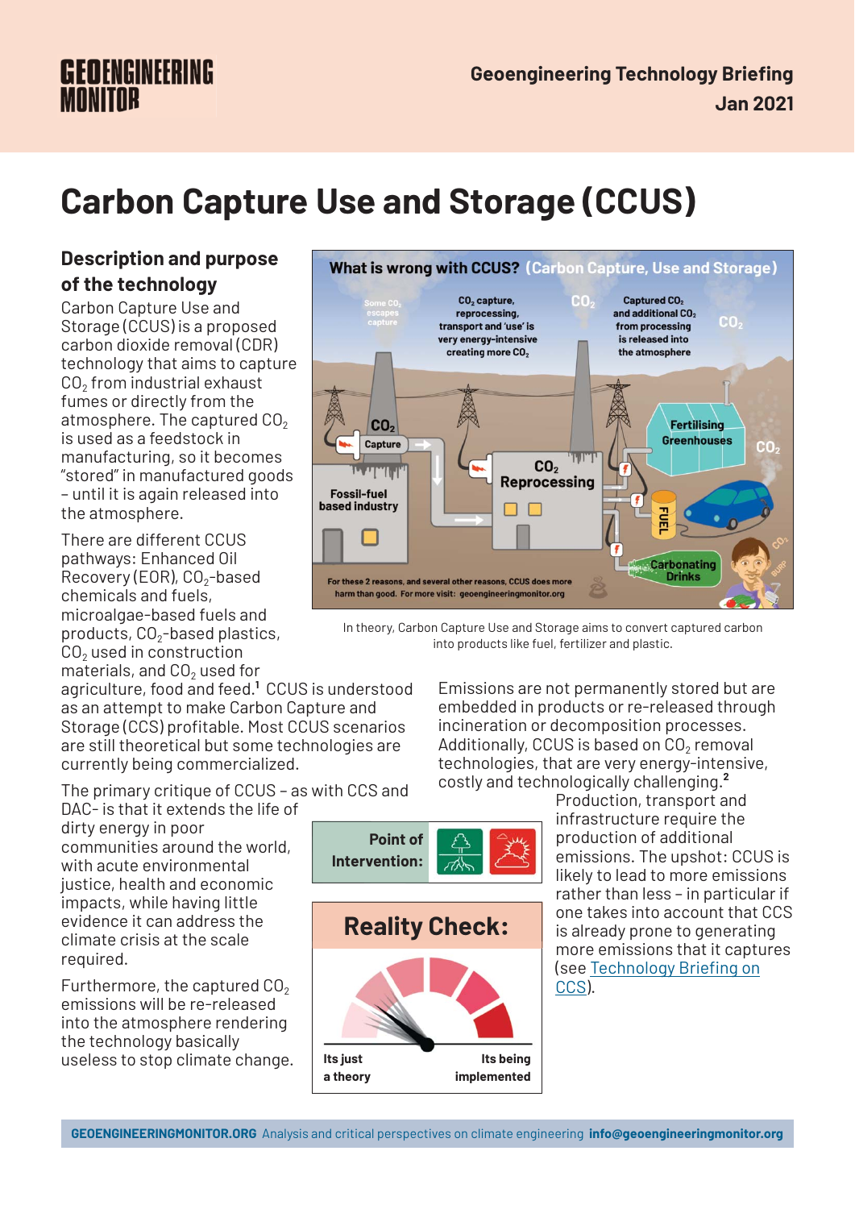# Carbon Capture Use and Storage (CCUS)

## Description and purpose of the technology

Carbon Capture Use and Storage (CCUS) is a proposed carbon dioxide removal (CDR) technology that aims to capture $CO_2$ from industrial exhaust fumes or directly from the atmosphere. The captured $CO_2$ is used as a feedstock in manufacturing, so it becomes "stored" in manufactured goods – until it is again released into the atmosphere.

There are different CCUS pathways: Enhanced Oil Recovery (EOR), $CO_2$-based chemicals and fuels, microalgae-based fuels and products, $CO_2$-based plastics, $CO_2$ used in construction materials, and $CO_2$ used for agriculture, food and feed.[1] CCUS is understood as an attempt to make Carbon Capture and Storage (CCS) profitable. Most CCUS scenarios are still theoretical but some technologies are currently being commercialized.

The primary critique of CCUS – as with CCS and DAC- is that it extends the life of dirty energy in poor communities around the world, with acute environmental justice, health and economic impacts, while having little evidence it can address the climate crisis at the scale required.

Furthermore, the captured $CO_2$ emissions will be re-released into the atmosphere rendering the technology basically useless to stop climate change.

In theory, Carbon Capture Use and Storage aims to convert captured carbon into products like fuel, fertilizer and plastic.

Emissions are not permanently stored but are embedded in products or re-released through incineration or decomposition processes. Additionally, CCUS is based on $CO_2$ removal technologies, that are very energy-intensive, costly and technologically challenging.[2] Production, transport and infrastructure require the production of additional emissions. The upshot: CCUS is likely to lead to more emissions rather than less – in particular if one takes into account that CCS is already prone to generating more emissions that it captures (see Technology Briefing on CCS).

**Point of Intervention:**

## Reality Check:

Its just a theory — Its being implemented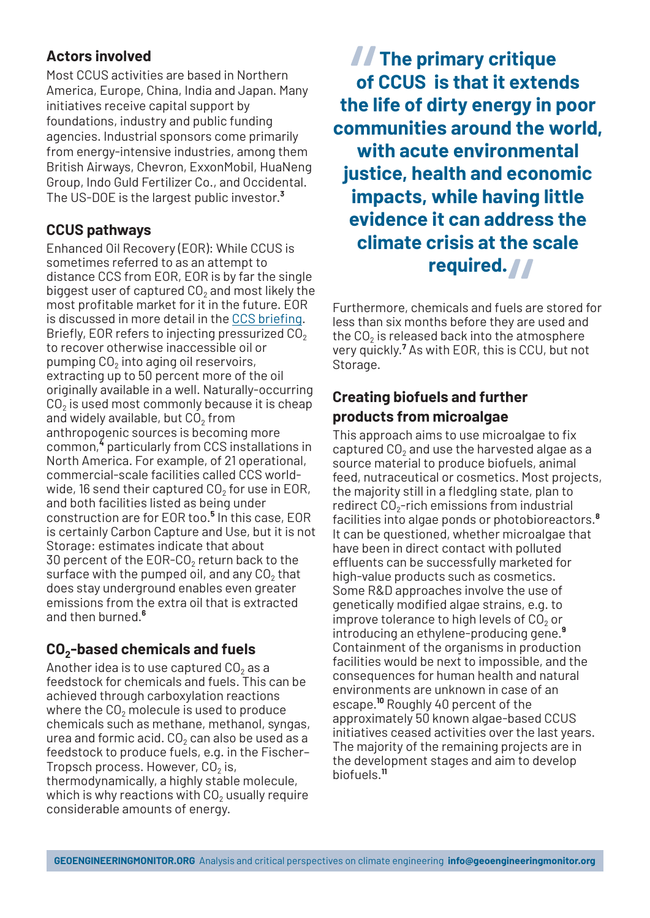### Actors involved

Most CCUS activities are based in Northern America, Europe, China, India and Japan. Many initiatives receive capital support by foundations, industry and public funding agencies. Industrial sponsors come primarily from energy-intensive industries, among them British Airways, Chevron, ExxonMobil, HuaNeng Group, Indo Guld Fertilizer Co., and Occidental. The US-DOE is the largest public investor.[3]

### CCUS pathways

Enhanced Oil Recovery (EOR): While CCUS is sometimes referred to as an attempt to distance CCS from EOR, EOR is by far the single biggest user of captured $CO_2$ and most likely the most profitable market for it in the future. EOR is discussed in more detail in the CCS briefing. Briefly, EOR refers to injecting pressurized $CO_2$ to recover otherwise inaccessible oil or pumping $CO_2$ into aging oil reservoirs, extracting up to 50 percent more of the oil originally available in a well. Naturally-occurring $CO_2$ is used most commonly because it is cheap and widely available, but $CO_2$ from anthropogenic sources is becoming more common,[4] particularly from CCS installations in North America. For example, of 21 operational, commercial-scale facilities called CCS world-wide, 16 send their captured $CO_2$ for use in EOR, and both facilities listed as being under construction are for EOR too.[5] In this case, EOR is certainly Carbon Capture and Use, but it is not Storage: estimates indicate that about 30 percent of the EOR-$CO_2$ return back to the surface with the pumped oil, and any $CO_2$ that does stay underground enables even greater emissions from the extra oil that is extracted and then burned.[6]

### $CO_2$-based chemicals and fuels

Another idea is to use captured $CO_2$ as a feedstock for chemicals and fuels. This can be achieved through carboxylation reactions where the $CO_2$ molecule is used to produce chemicals such as methane, methanol, syngas, urea and formic acid. $CO_2$ can also be used as a feedstock to produce fuels, e.g. in the Fischer-Tropsch process. However, $CO_2$ is, thermodynamically, a highly stable molecule, which is why reactions with $CO_2$ usually require considerable amounts of energy.

> **The primary critique of CCUS is that it extends the life of dirty energy in poor communities around the world, with acute environmental justice, health and economic impacts, while having little evidence it can address the climate crisis at the scale required.**

Furthermore, chemicals and fuels are stored for less than six months before they are used and the $CO_2$ is released back into the atmosphere very quickly.[7] As with EOR, this is CCU, but not Storage.

### Creating biofuels and further products from microalgae

This approach aims to use microalgae to fix captured $CO_2$ and use the harvested algae as a source material to produce biofuels, animal feed, nutraceutical or cosmetics. Most projects, the majority still in a fledgling state, plan to redirect $CO_2$-rich emissions from industrial facilities into algae ponds or photobioreactors.[8] It can be questioned, whether microalgae that have been in direct contact with polluted effluents can be successfully marketed for high-value products such as cosmetics. Some R&D approaches involve the use of genetically modified algae strains, e.g. to improve tolerance to high levels of $CO_2$ or introducing an ethylene-producing gene.[9] Containment of the organisms in production facilities would be next to impossible, and the consequences for human health and natural environments are unknown in case of an escape.[10] Roughly 40 percent of the approximately 50 known algae-based CCUS initiatives ceased activities over the last years. The majority of the remaining projects are in the development stages and aim to develop biofuels.[11]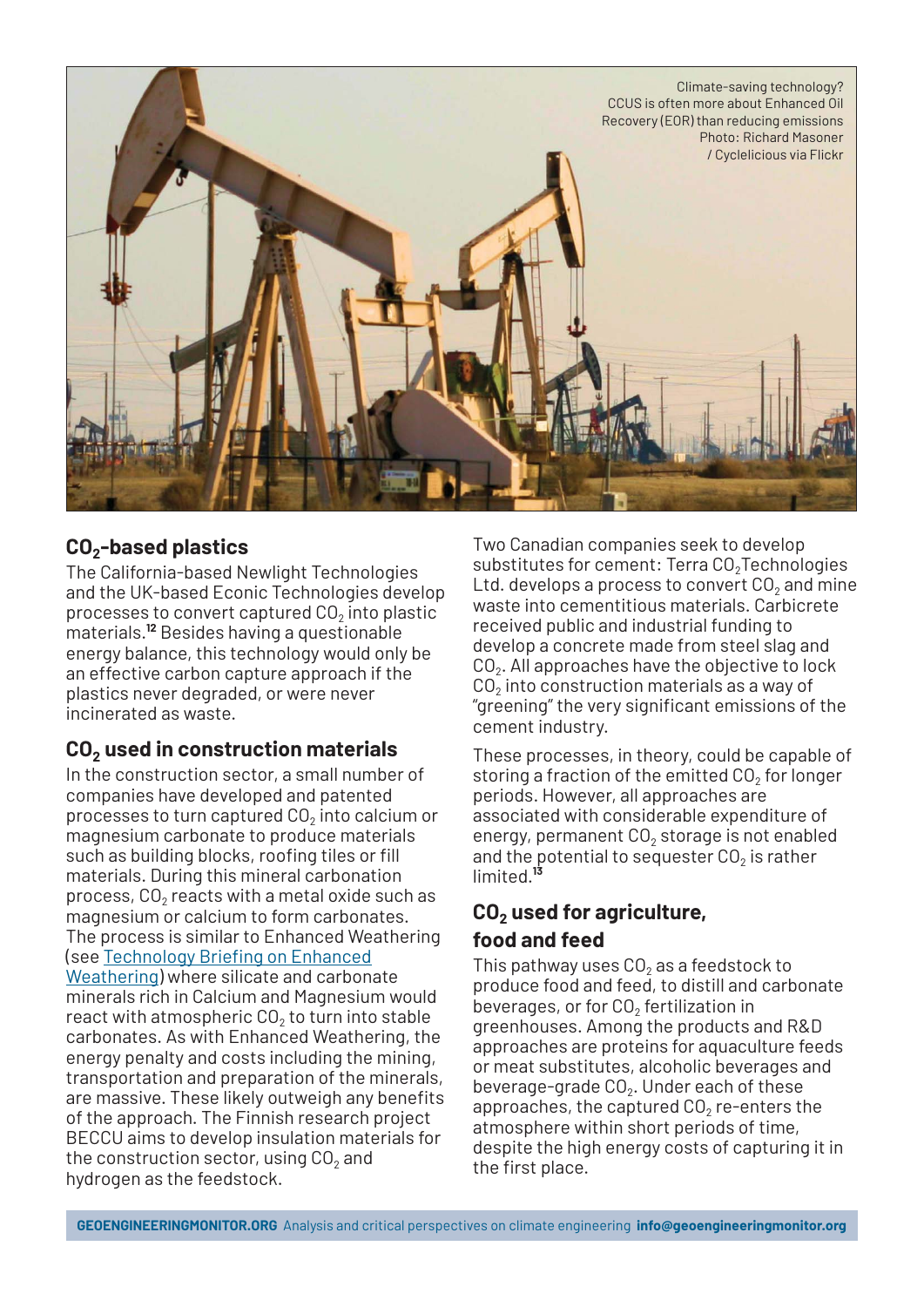Climate-saving technology? CCUS is often more about Enhanced Oil Recovery (EOR) than reducing emissions Photo: Richard Masoner / Cyclelicious via Flickr

## $CO_2$-based plastics

The California-based Newlight Technologies and the UK-based Econic Technologies develop processes to convert captured $CO_2$ into plastic materials.[12] Besides having a questionable energy balance, this technology would only be an effective carbon capture approach if the plastics never degraded, or were never incinerated as waste.

## $CO_2$ used in construction materials

In the construction sector, a small number of companies have developed and patented processes to turn captured $CO_2$ into calcium or magnesium carbonate to produce materials such as building blocks, roofing tiles or fill materials. During this mineral carbonation process, $CO_2$ reacts with a metal oxide such as magnesium or calcium to form carbonates. The process is similar to Enhanced Weathering (see Technology Briefing on Enhanced Weathering) where silicate and carbonate minerals rich in Calcium and Magnesium would react with atmospheric $CO_2$ to turn into stable carbonates. As with Enhanced Weathering, the energy penalty and costs including the mining, transportation and preparation of the minerals, are massive. These likely outweigh any benefits of the approach. The Finnish research project BECCU aims to develop insulation materials for the construction sector, using $CO_2$ and hydrogen as the feedstock.

Two Canadian companies seek to develop substitutes for cement: Terra $CO_2$Technologies Ltd. develops a process to convert $CO_2$ and mine waste into cementitious materials. Carbicrete received public and industrial funding to develop a concrete made from steel slag and $CO_2$. All approaches have the objective to lock $CO_2$ into construction materials as a way of "greening" the very significant emissions of the cement industry.

These processes, in theory, could be capable of storing a fraction of the emitted $CO_2$ for longer periods. However, all approaches are associated with considerable expenditure of energy, permanent $CO_2$ storage is not enabled and the potential to sequester $CO_2$ is rather limited.[13]

## $CO_2$ used for agriculture, food and feed

This pathway uses $CO_2$ as a feedstock to produce food and feed, to distill and carbonate beverages, or for $CO_2$ fertilization in greenhouses. Among the products and R&D approaches are proteins for aquaculture feeds or meat substitutes, alcoholic beverages and beverage-grade $CO_2$. Under each of these approaches, the captured $CO_2$ re-enters the atmosphere within short periods of time, despite the high energy costs of capturing it in the first place.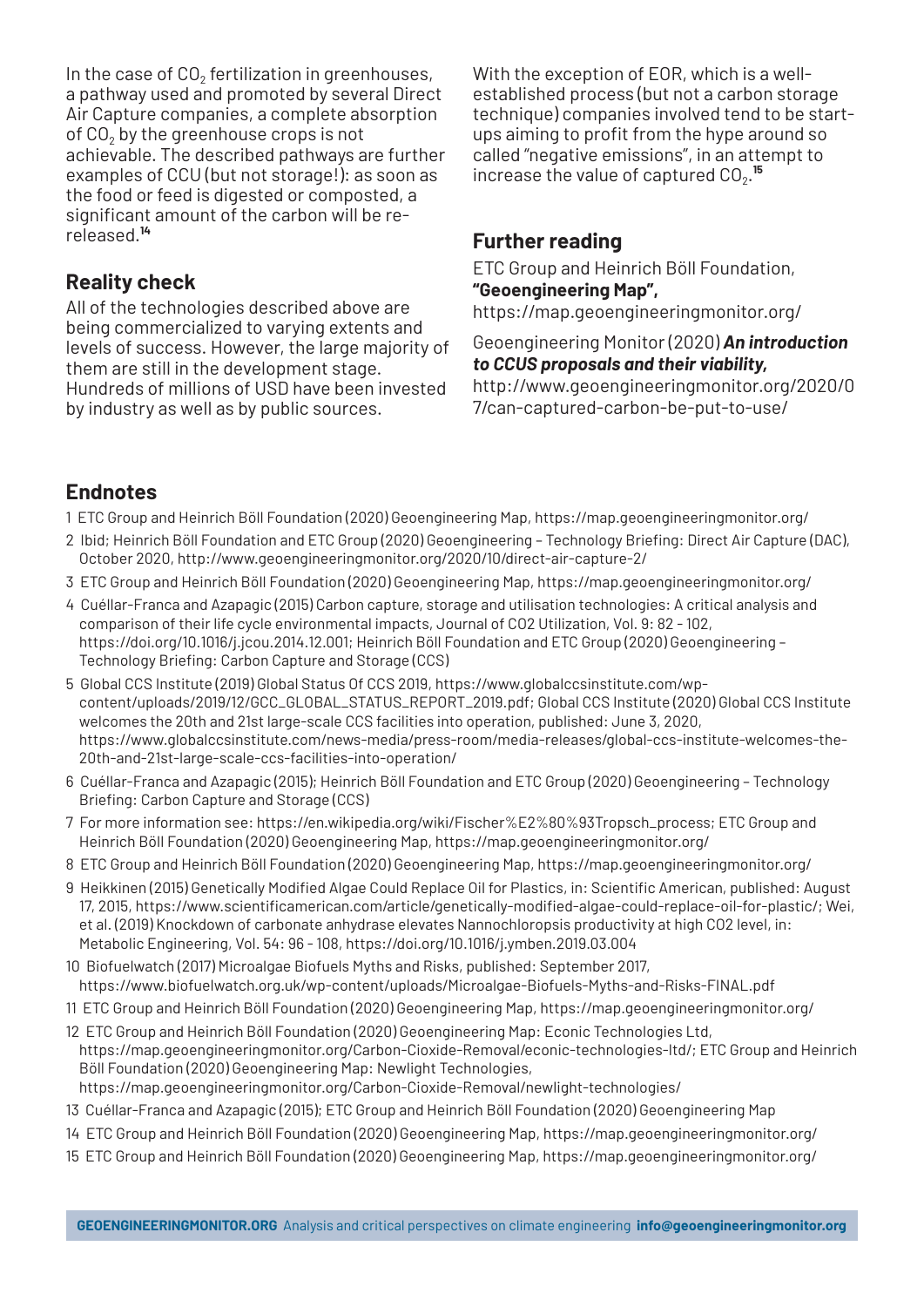In the case of $CO_2$ fertilization in greenhouses, a pathway used and promoted by several Direct Air Capture companies, a complete absorption of $CO_2$ by the greenhouse crops is not achievable. The described pathways are further examples of CCU (but not storage!): as soon as the food or feed is digested or composted, a significant amount of the carbon will be re-released.[14]

## Reality check

All of the technologies described above are being commercialized to varying extents and levels of success. However, the large majority of them are still in the development stage. Hundreds of millions of USD have been invested by industry as well as by public sources.

With the exception of EOR, which is a well-established process (but not a carbon storage technique) companies involved tend to be start-ups aiming to profit from the hype around so called "negative emissions", in an attempt to increase the value of captured $CO_2$.[15]

## Further reading

ETC Group and Heinrich Böll Foundation, **"Geoengineering Map",**
https://map.geoengineeringmonitor.org/

Geoengineering Monitor (2020) ***An introduction to CCUS proposals and their viability,***
http://www.geoengineeringmonitor.org/2020/07/can-captured-carbon-be-put-to-use/

## Endnotes

1 ETC Group and Heinrich Böll Foundation (2020) Geoengineering Map, https://map.geoengineeringmonitor.org/

2 Ibid; Heinrich Böll Foundation and ETC Group (2020) Geoengineering – Technology Briefing: Direct Air Capture (DAC), October 2020, http://www.geoengineeringmonitor.org/2020/10/direct-air-capture-2/

3 ETC Group and Heinrich Böll Foundation (2020) Geoengineering Map, https://map.geoengineeringmonitor.org/

4 Cuéllar-Franca and Azapagic (2015) Carbon capture, storage and utilisation technologies: A critical analysis and comparison of their life cycle environmental impacts, Journal of CO2 Utilization, Vol. 9: 82 - 102, https://doi.org/10.1016/j.jcou.2014.12.001; Heinrich Böll Foundation and ETC Group (2020) Geoengineering – Technology Briefing: Carbon Capture and Storage (CCS)

5 Global CCS Institute (2019) Global Status Of CCS 2019, https://www.globalccsinstitute.com/wp-content/uploads/2019/12/GCC_GLOBAL_STATUS_REPORT_2019.pdf; Global CCS Institute (2020) Global CCS Institute welcomes the 20th and 21st large-scale CCS facilities into operation, published: June 3, 2020, https://www.globalccsinstitute.com/news-media/press-room/media-releases/global-ccs-institute-welcomes-the-20th-and-21st-large-scale-ccs-facilities-into-operation/

6 Cuéllar-Franca and Azapagic (2015); Heinrich Böll Foundation and ETC Group (2020) Geoengineering – Technology Briefing: Carbon Capture and Storage (CCS)

7 For more information see: https://en.wikipedia.org/wiki/Fischer%E2%80%93Tropsch_process; ETC Group and Heinrich Böll Foundation (2020) Geoengineering Map, https://map.geoengineeringmonitor.org/

8 ETC Group and Heinrich Böll Foundation (2020) Geoengineering Map, https://map.geoengineeringmonitor.org/

9 Heikkinen (2015) Genetically Modified Algae Could Replace Oil for Plastics, in: Scientific American, published: August 17, 2015, https://www.scientificamerican.com/article/genetically-modified-algae-could-replace-oil-for-plastic/; Wei, et al. (2019) Knockdown of carbonate anhydrase elevates Nannochloropsis productivity at high CO2 level, in: Metabolic Engineering, Vol. 54: 96 - 108, https://doi.org/10.1016/j.ymben.2019.03.004

10 Biofuelwatch (2017) Microalgae Biofuels Myths and Risks, published: September 2017, https://www.biofuelwatch.org.uk/wp-content/uploads/Microalgae-Biofuels-Myths-and-Risks-FINAL.pdf

11 ETC Group and Heinrich Böll Foundation (2020) Geoengineering Map, https://map.geoengineeringmonitor.org/

12 ETC Group and Heinrich Böll Foundation (2020) Geoengineering Map: Econic Technologies Ltd, https://map.geoengineeringmonitor.org/Carbon-Cioxide-Removal/econic-technologies-ltd/; ETC Group and Heinrich Böll Foundation (2020) Geoengineering Map: Newlight Technologies, https://map.geoengineeringmonitor.org/Carbon-Cioxide-Removal/newlight-technologies/

13 Cuéllar-Franca and Azapagic (2015); ETC Group and Heinrich Böll Foundation (2020) Geoengineering Map

14 ETC Group and Heinrich Böll Foundation (2020) Geoengineering Map, https://map.geoengineeringmonitor.org/

15 ETC Group and Heinrich Böll Foundation (2020) Geoengineering Map, https://map.geoengineeringmonitor.org/